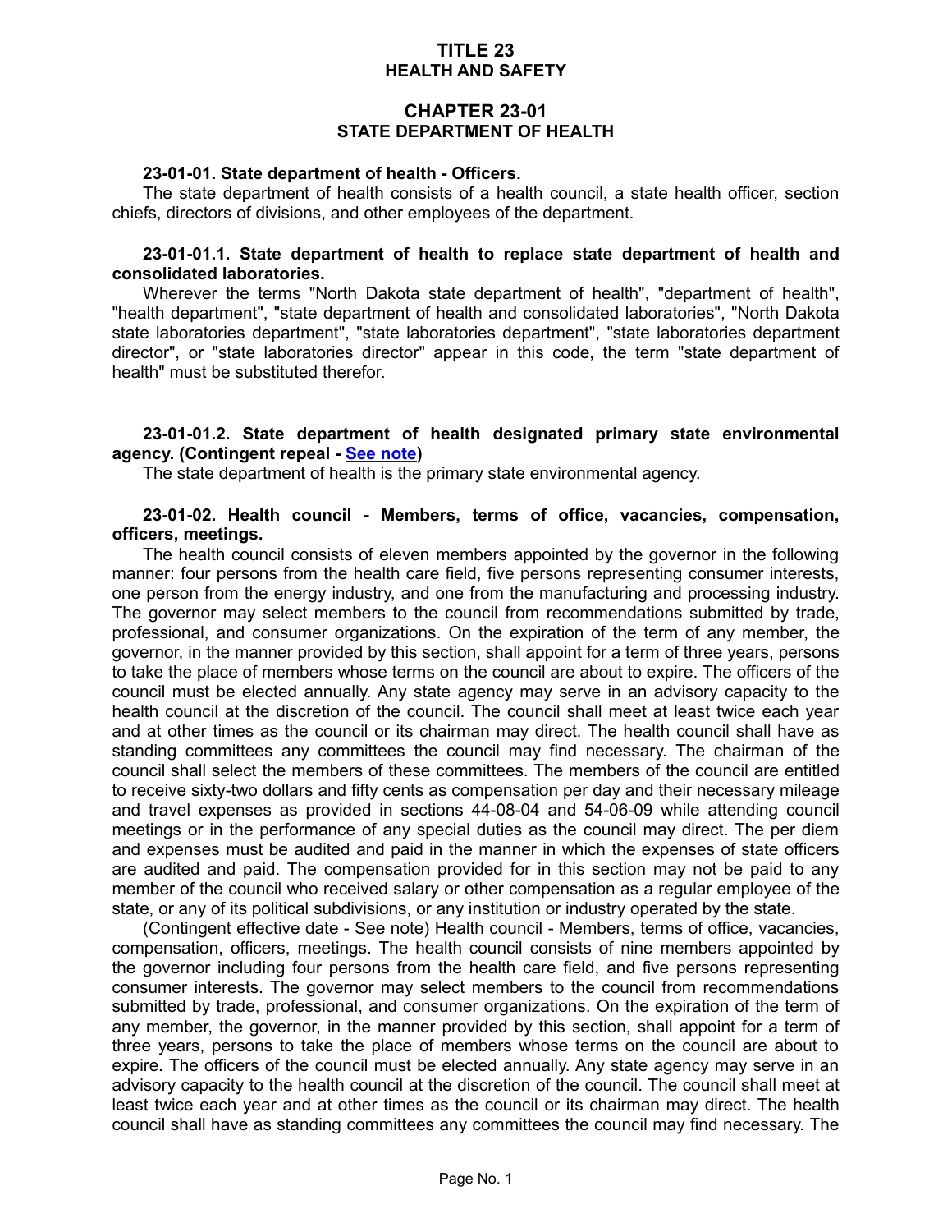# TITLE 23
# HEALTH AND SAFETY

## CHAPTER 23-01
## STATE DEPARTMENT OF HEALTH

**23-01-01. State department of health - Officers.**

The state department of health consists of a health council, a state health officer, section chiefs, directors of divisions, and other employees of the department.

**23-01-01.1. State department of health to replace state department of health and consolidated laboratories.**

Wherever the terms "North Dakota state department of health", "department of health", "health department", "state department of health and consolidated laboratories", "North Dakota state laboratories department", "state laboratories department", "state laboratories department director", or "state laboratories director" appear in this code, the term "state department of health" must be substituted therefor.

**23-01-01.2. State department of health designated primary state environmental agency. (Contingent repeal - See note)**

The state department of health is the primary state environmental agency.

**23-01-02. Health council - Members, terms of office, vacancies, compensation, officers, meetings.**

The health council consists of eleven members appointed by the governor in the following manner: four persons from the health care field, five persons representing consumer interests, one person from the energy industry, and one from the manufacturing and processing industry. The governor may select members to the council from recommendations submitted by trade, professional, and consumer organizations. On the expiration of the term of any member, the governor, in the manner provided by this section, shall appoint for a term of three years, persons to take the place of members whose terms on the council are about to expire. The officers of the council must be elected annually. Any state agency may serve in an advisory capacity to the health council at the discretion of the council. The council shall meet at least twice each year and at other times as the council or its chairman may direct. The health council shall have as standing committees any committees the council may find necessary. The chairman of the council shall select the members of these committees. The members of the council are entitled to receive sixty-two dollars and fifty cents as compensation per day and their necessary mileage and travel expenses as provided in sections 44-08-04 and 54-06-09 while attending council meetings or in the performance of any special duties as the council may direct. The per diem and expenses must be audited and paid in the manner in which the expenses of state officers are audited and paid. The compensation provided for in this section may not be paid to any member of the council who received salary or other compensation as a regular employee of the state, or any of its political subdivisions, or any institution or industry operated by the state.

(Contingent effective date - See note) Health council - Members, terms of office, vacancies, compensation, officers, meetings. The health council consists of nine members appointed by the governor including four persons from the health care field, and five persons representing consumer interests. The governor may select members to the council from recommendations submitted by trade, professional, and consumer organizations. On the expiration of the term of any member, the governor, in the manner provided by this section, shall appoint for a term of three years, persons to take the place of members whose terms on the council are about to expire. The officers of the council must be elected annually. Any state agency may serve in an advisory capacity to the health council at the discretion of the council. The council shall meet at least twice each year and at other times as the council or its chairman may direct. The health council shall have as standing committees any committees the council may find necessary. The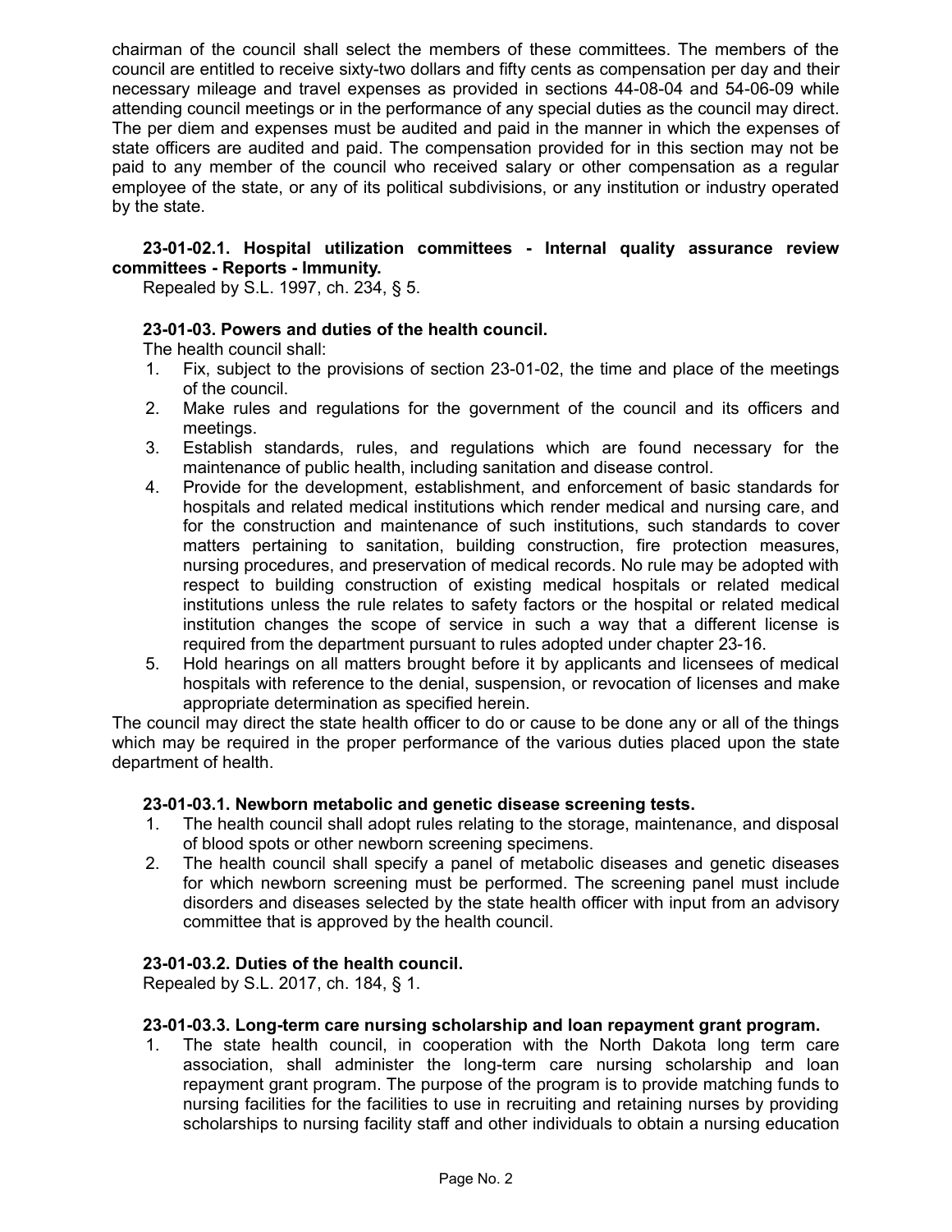chairman of the council shall select the members of these committees. The members of the council are entitled to receive sixty-two dollars and fifty cents as compensation per day and their necessary mileage and travel expenses as provided in sections 44-08-04 and 54-06-09 while attending council meetings or in the performance of any special duties as the council may direct. The per diem and expenses must be audited and paid in the manner in which the expenses of state officers are audited and paid. The compensation provided for in this section may not be paid to any member of the council who received salary or other compensation as a regular employee of the state, or any of its political subdivisions, or any institution or industry operated by the state.

**23-01-02.1. Hospital utilization committees - Internal quality assurance review committees - Reports - Immunity.**

Repealed by S.L. 1997, ch. 234, § 5.

**23-01-03. Powers and duties of the health council.**

The health council shall:

1. Fix, subject to the provisions of section 23-01-02, the time and place of the meetings of the council.
2. Make rules and regulations for the government of the council and its officers and meetings.
3. Establish standards, rules, and regulations which are found necessary for the maintenance of public health, including sanitation and disease control.
4. Provide for the development, establishment, and enforcement of basic standards for hospitals and related medical institutions which render medical and nursing care, and for the construction and maintenance of such institutions, such standards to cover matters pertaining to sanitation, building construction, fire protection measures, nursing procedures, and preservation of medical records. No rule may be adopted with respect to building construction of existing medical hospitals or related medical institutions unless the rule relates to safety factors or the hospital or related medical institution changes the scope of service in such a way that a different license is required from the department pursuant to rules adopted under chapter 23-16.
5. Hold hearings on all matters brought before it by applicants and licensees of medical hospitals with reference to the denial, suspension, or revocation of licenses and make appropriate determination as specified herein.

The council may direct the state health officer to do or cause to be done any or all of the things which may be required in the proper performance of the various duties placed upon the state department of health.

**23-01-03.1. Newborn metabolic and genetic disease screening tests.**

1. The health council shall adopt rules relating to the storage, maintenance, and disposal of blood spots or other newborn screening specimens.
2. The health council shall specify a panel of metabolic diseases and genetic diseases for which newborn screening must be performed. The screening panel must include disorders and diseases selected by the state health officer with input from an advisory committee that is approved by the health council.

**23-01-03.2. Duties of the health council.**

Repealed by S.L. 2017, ch. 184, § 1.

**23-01-03.3. Long-term care nursing scholarship and loan repayment grant program.**

1. The state health council, in cooperation with the North Dakota long term care association, shall administer the long-term care nursing scholarship and loan repayment grant program. The purpose of the program is to provide matching funds to nursing facilities for the facilities to use in recruiting and retaining nurses by providing scholarships to nursing facility staff and other individuals to obtain a nursing education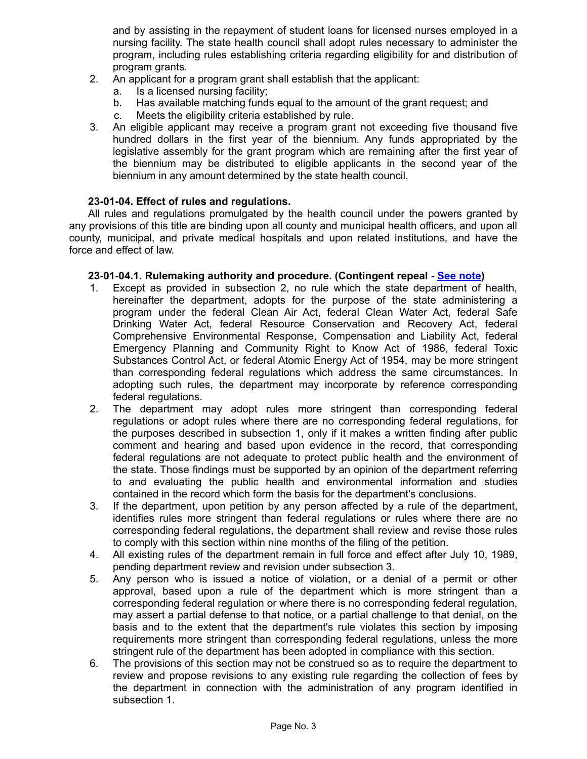and by assisting in the repayment of student loans for licensed nurses employed in a nursing facility. The state health council shall adopt rules necessary to administer the program, including rules establishing criteria regarding eligibility for and distribution of program grants.

2. An applicant for a program grant shall establish that the applicant:
   a. Is a licensed nursing facility;
   b. Has available matching funds equal to the amount of the grant request; and
   c. Meets the eligibility criteria established by rule.
3. An eligible applicant may receive a program grant not exceeding five thousand five hundred dollars in the first year of the biennium. Any funds appropriated by the legislative assembly for the grant program which are remaining after the first year of the biennium may be distributed to eligible applicants in the second year of the biennium in any amount determined by the state health council.

**23-01-04. Effect of rules and regulations.**

All rules and regulations promulgated by the health council under the powers granted by any provisions of this title are binding upon all county and municipal health officers, and upon all county, municipal, and private medical hospitals and upon related institutions, and have the force and effect of law.

**23-01-04.1. Rulemaking authority and procedure. (Contingent repeal - See note)**

1. Except as provided in subsection 2, no rule which the state department of health, hereinafter the department, adopts for the purpose of the state administering a program under the federal Clean Air Act, federal Clean Water Act, federal Safe Drinking Water Act, federal Resource Conservation and Recovery Act, federal Comprehensive Environmental Response, Compensation and Liability Act, federal Emergency Planning and Community Right to Know Act of 1986, federal Toxic Substances Control Act, or federal Atomic Energy Act of 1954, may be more stringent than corresponding federal regulations which address the same circumstances. In adopting such rules, the department may incorporate by reference corresponding federal regulations.
2. The department may adopt rules more stringent than corresponding federal regulations or adopt rules where there are no corresponding federal regulations, for the purposes described in subsection 1, only if it makes a written finding after public comment and hearing and based upon evidence in the record, that corresponding federal regulations are not adequate to protect public health and the environment of the state. Those findings must be supported by an opinion of the department referring to and evaluating the public health and environmental information and studies contained in the record which form the basis for the department's conclusions.
3. If the department, upon petition by any person affected by a rule of the department, identifies rules more stringent than federal regulations or rules where there are no corresponding federal regulations, the department shall review and revise those rules to comply with this section within nine months of the filing of the petition.
4. All existing rules of the department remain in full force and effect after July 10, 1989, pending department review and revision under subsection 3.
5. Any person who is issued a notice of violation, or a denial of a permit or other approval, based upon a rule of the department which is more stringent than a corresponding federal regulation or where there is no corresponding federal regulation, may assert a partial defense to that notice, or a partial challenge to that denial, on the basis and to the extent that the department's rule violates this section by imposing requirements more stringent than corresponding federal regulations, unless the more stringent rule of the department has been adopted in compliance with this section.
6. The provisions of this section may not be construed so as to require the department to review and propose revisions to any existing rule regarding the collection of fees by the department in connection with the administration of any program identified in subsection 1.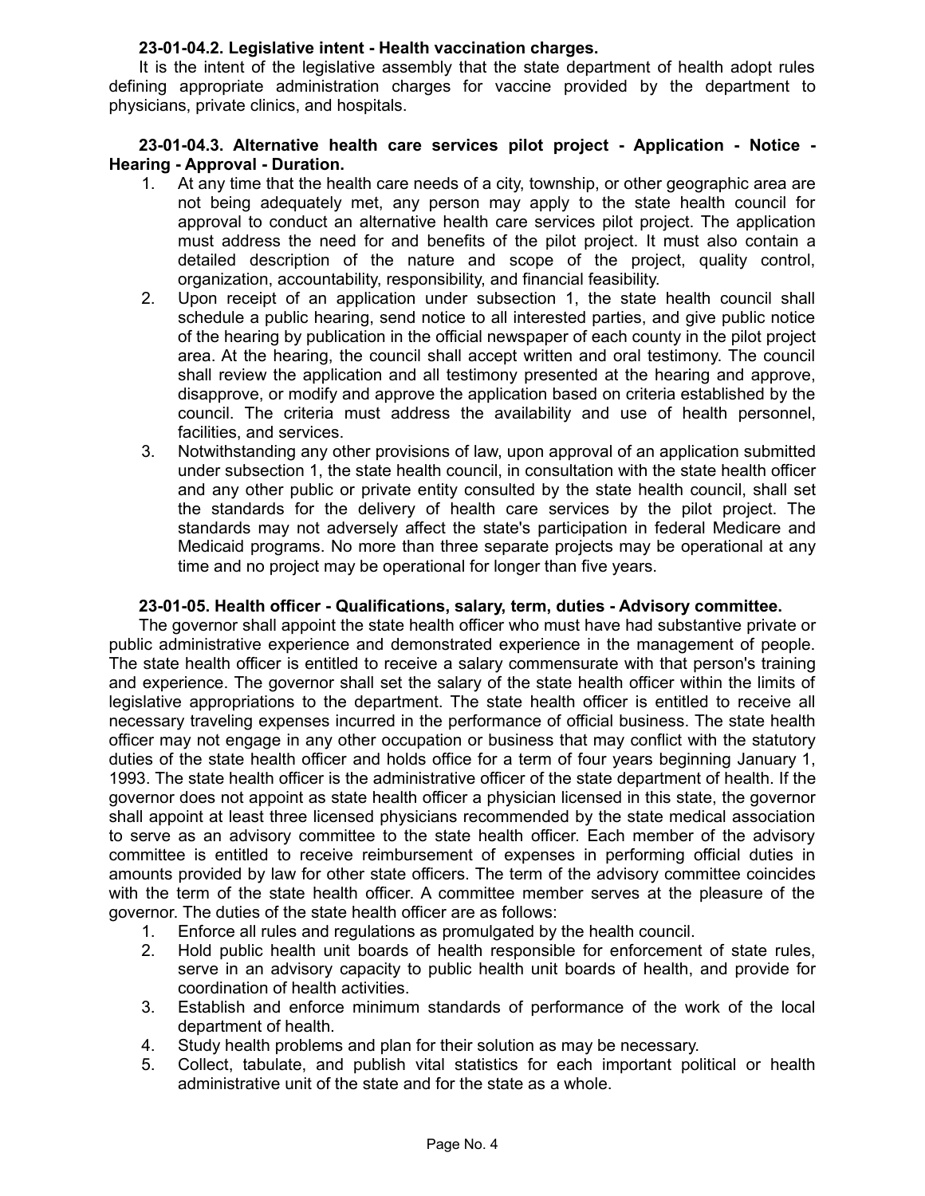**23-01-04.2. Legislative intent - Health vaccination charges.**

It is the intent of the legislative assembly that the state department of health adopt rules defining appropriate administration charges for vaccine provided by the department to physicians, private clinics, and hospitals.

**23-01-04.3. Alternative health care services pilot project - Application - Notice - Hearing - Approval - Duration.**

1. At any time that the health care needs of a city, township, or other geographic area are not being adequately met, any person may apply to the state health council for approval to conduct an alternative health care services pilot project. The application must address the need for and benefits of the pilot project. It must also contain a detailed description of the nature and scope of the project, quality control, organization, accountability, responsibility, and financial feasibility.
2. Upon receipt of an application under subsection 1, the state health council shall schedule a public hearing, send notice to all interested parties, and give public notice of the hearing by publication in the official newspaper of each county in the pilot project area. At the hearing, the council shall accept written and oral testimony. The council shall review the application and all testimony presented at the hearing and approve, disapprove, or modify and approve the application based on criteria established by the council. The criteria must address the availability and use of health personnel, facilities, and services.
3. Notwithstanding any other provisions of law, upon approval of an application submitted under subsection 1, the state health council, in consultation with the state health officer and any other public or private entity consulted by the state health council, shall set the standards for the delivery of health care services by the pilot project. The standards may not adversely affect the state's participation in federal Medicare and Medicaid programs. No more than three separate projects may be operational at any time and no project may be operational for longer than five years.

**23-01-05. Health officer - Qualifications, salary, term, duties - Advisory committee.**

The governor shall appoint the state health officer who must have had substantive private or public administrative experience and demonstrated experience in the management of people. The state health officer is entitled to receive a salary commensurate with that person's training and experience. The governor shall set the salary of the state health officer within the limits of legislative appropriations to the department. The state health officer is entitled to receive all necessary traveling expenses incurred in the performance of official business. The state health officer may not engage in any other occupation or business that may conflict with the statutory duties of the state health officer and holds office for a term of four years beginning January 1, 1993. The state health officer is the administrative officer of the state department of health. If the governor does not appoint as state health officer a physician licensed in this state, the governor shall appoint at least three licensed physicians recommended by the state medical association to serve as an advisory committee to the state health officer. Each member of the advisory committee is entitled to receive reimbursement of expenses in performing official duties in amounts provided by law for other state officers. The term of the advisory committee coincides with the term of the state health officer. A committee member serves at the pleasure of the governor. The duties of the state health officer are as follows:

1. Enforce all rules and regulations as promulgated by the health council.
2. Hold public health unit boards of health responsible for enforcement of state rules, serve in an advisory capacity to public health unit boards of health, and provide for coordination of health activities.
3. Establish and enforce minimum standards of performance of the work of the local department of health.
4. Study health problems and plan for their solution as may be necessary.
5. Collect, tabulate, and publish vital statistics for each important political or health administrative unit of the state and for the state as a whole.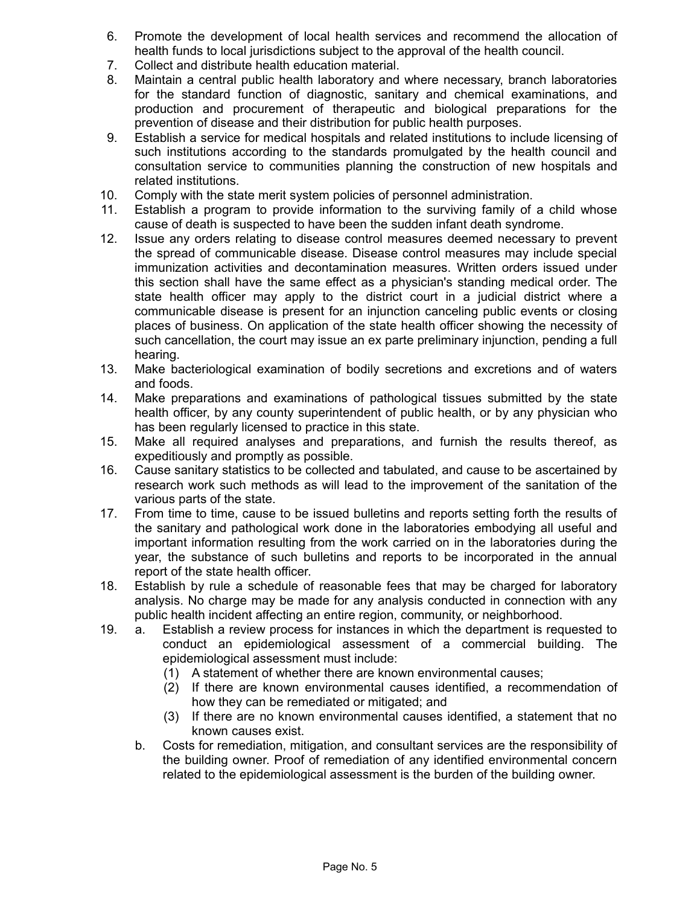6. Promote the development of local health services and recommend the allocation of health funds to local jurisdictions subject to the approval of the health council.
7. Collect and distribute health education material.
8. Maintain a central public health laboratory and where necessary, branch laboratories for the standard function of diagnostic, sanitary and chemical examinations, and production and procurement of therapeutic and biological preparations for the prevention of disease and their distribution for public health purposes.
9. Establish a service for medical hospitals and related institutions to include licensing of such institutions according to the standards promulgated by the health council and consultation service to communities planning the construction of new hospitals and related institutions.
10. Comply with the state merit system policies of personnel administration.
11. Establish a program to provide information to the surviving family of a child whose cause of death is suspected to have been the sudden infant death syndrome.
12. Issue any orders relating to disease control measures deemed necessary to prevent the spread of communicable disease. Disease control measures may include special immunization activities and decontamination measures. Written orders issued under this section shall have the same effect as a physician's standing medical order. The state health officer may apply to the district court in a judicial district where a communicable disease is present for an injunction canceling public events or closing places of business. On application of the state health officer showing the necessity of such cancellation, the court may issue an ex parte preliminary injunction, pending a full hearing.
13. Make bacteriological examination of bodily secretions and excretions and of waters and foods.
14. Make preparations and examinations of pathological tissues submitted by the state health officer, by any county superintendent of public health, or by any physician who has been regularly licensed to practice in this state.
15. Make all required analyses and preparations, and furnish the results thereof, as expeditiously and promptly as possible.
16. Cause sanitary statistics to be collected and tabulated, and cause to be ascertained by research work such methods as will lead to the improvement of the sanitation of the various parts of the state.
17. From time to time, cause to be issued bulletins and reports setting forth the results of the sanitary and pathological work done in the laboratories embodying all useful and important information resulting from the work carried on in the laboratories during the year, the substance of such bulletins and reports to be incorporated in the annual report of the state health officer.
18. Establish by rule a schedule of reasonable fees that may be charged for laboratory analysis. No charge may be made for any analysis conducted in connection with any public health incident affecting an entire region, community, or neighborhood.
19. 
    a. Establish a review process for instances in which the department is requested to conduct an epidemiological assessment of a commercial building. The epidemiological assessment must include:
        (1) A statement of whether there are known environmental causes;
        (2) If there are known environmental causes identified, a recommendation of how they can be remediated or mitigated; and
        (3) If there are no known environmental causes identified, a statement that no known causes exist.
    b. Costs for remediation, mitigation, and consultant services are the responsibility of the building owner. Proof of remediation of any identified environmental concern related to the epidemiological assessment is the burden of the building owner.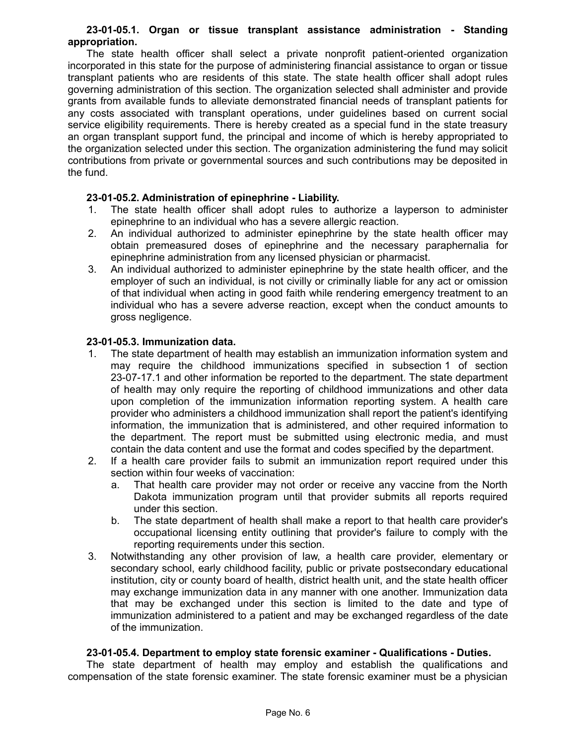**23-01-05.1. Organ or tissue transplant assistance administration - Standing appropriation.**

The state health officer shall select a private nonprofit patient-oriented organization incorporated in this state for the purpose of administering financial assistance to organ or tissue transplant patients who are residents of this state. The state health officer shall adopt rules governing administration of this section. The organization selected shall administer and provide grants from available funds to alleviate demonstrated financial needs of transplant patients for any costs associated with transplant operations, under guidelines based on current social service eligibility requirements. There is hereby created as a special fund in the state treasury an organ transplant support fund, the principal and income of which is hereby appropriated to the organization selected under this section. The organization administering the fund may solicit contributions from private or governmental sources and such contributions may be deposited in the fund.

**23-01-05.2. Administration of epinephrine - Liability.**

1. The state health officer shall adopt rules to authorize a layperson to administer epinephrine to an individual who has a severe allergic reaction.
2. An individual authorized to administer epinephrine by the state health officer may obtain premeasured doses of epinephrine and the necessary paraphernalia for epinephrine administration from any licensed physician or pharmacist.
3. An individual authorized to administer epinephrine by the state health officer, and the employer of such an individual, is not civilly or criminally liable for any act or omission of that individual when acting in good faith while rendering emergency treatment to an individual who has a severe adverse reaction, except when the conduct amounts to gross negligence.

**23-01-05.3. Immunization data.**

1. The state department of health may establish an immunization information system and may require the childhood immunizations specified in subsection 1 of section 23-07-17.1 and other information be reported to the department. The state department of health may only require the reporting of childhood immunizations and other data upon completion of the immunization information reporting system. A health care provider who administers a childhood immunization shall report the patient's identifying information, the immunization that is administered, and other required information to the department. The report must be submitted using electronic media, and must contain the data content and use the format and codes specified by the department.
2. If a health care provider fails to submit an immunization report required under this section within four weeks of vaccination:
   a. That health care provider may not order or receive any vaccine from the North Dakota immunization program until that provider submits all reports required under this section.
   b. The state department of health shall make a report to that health care provider's occupational licensing entity outlining that provider's failure to comply with the reporting requirements under this section.
3. Notwithstanding any other provision of law, a health care provider, elementary or secondary school, early childhood facility, public or private postsecondary educational institution, city or county board of health, district health unit, and the state health officer may exchange immunization data in any manner with one another. Immunization data that may be exchanged under this section is limited to the date and type of immunization administered to a patient and may be exchanged regardless of the date of the immunization.

**23-01-05.4. Department to employ state forensic examiner - Qualifications - Duties.**

The state department of health may employ and establish the qualifications and compensation of the state forensic examiner. The state forensic examiner must be a physician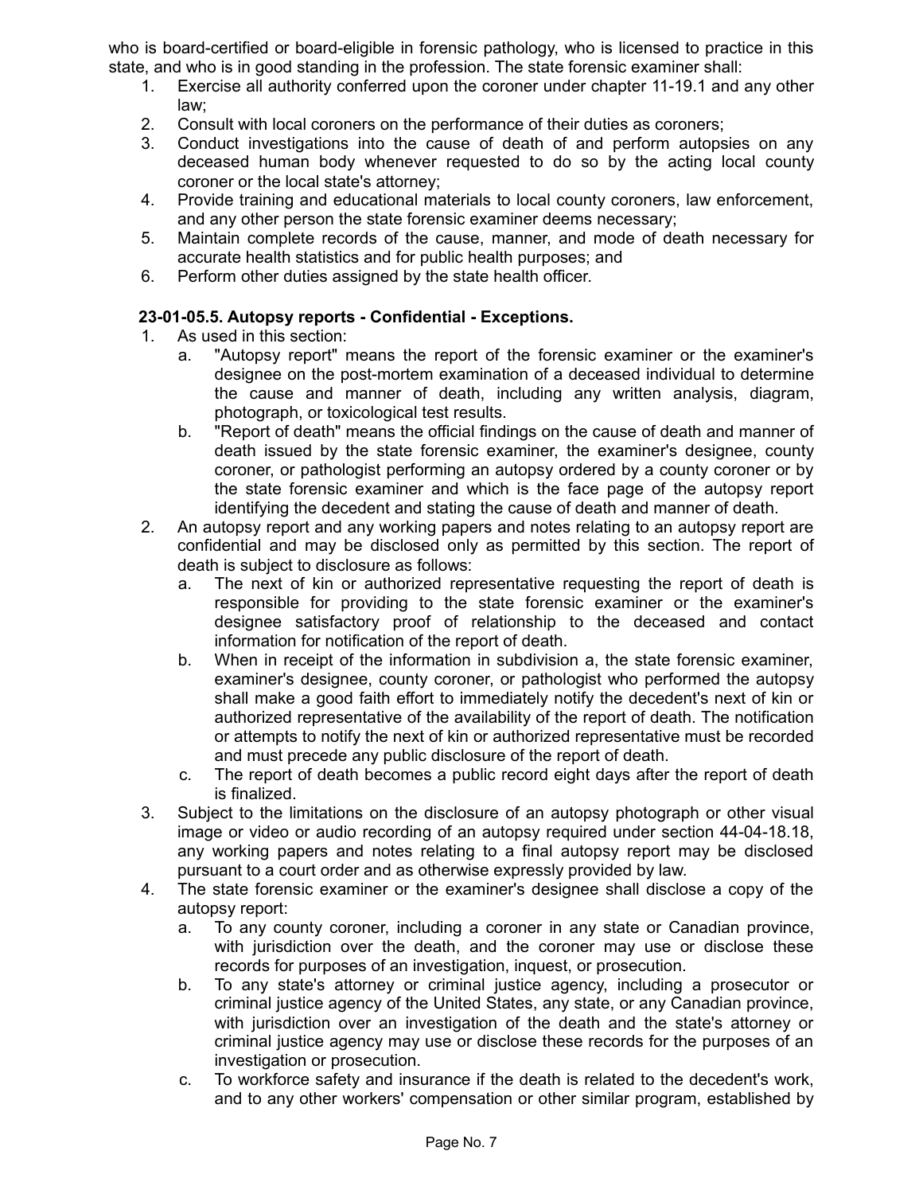who is board-certified or board-eligible in forensic pathology, who is licensed to practice in this state, and who is in good standing in the profession. The state forensic examiner shall:

1. Exercise all authority conferred upon the coroner under chapter 11-19.1 and any other law;
2. Consult with local coroners on the performance of their duties as coroners;
3. Conduct investigations into the cause of death of and perform autopsies on any deceased human body whenever requested to do so by the acting local county coroner or the local state's attorney;
4. Provide training and educational materials to local county coroners, law enforcement, and any other person the state forensic examiner deems necessary;
5. Maintain complete records of the cause, manner, and mode of death necessary for accurate health statistics and for public health purposes; and
6. Perform other duties assigned by the state health officer.

**23-01-05.5. Autopsy reports - Confidential - Exceptions.**

1. As used in this section:
   a. "Autopsy report" means the report of the forensic examiner or the examiner's designee on the post-mortem examination of a deceased individual to determine the cause and manner of death, including any written analysis, diagram, photograph, or toxicological test results.
   b. "Report of death" means the official findings on the cause of death and manner of death issued by the state forensic examiner, the examiner's designee, county coroner, or pathologist performing an autopsy ordered by a county coroner or by the state forensic examiner and which is the face page of the autopsy report identifying the decedent and stating the cause of death and manner of death.
2. An autopsy report and any working papers and notes relating to an autopsy report are confidential and may be disclosed only as permitted by this section. The report of death is subject to disclosure as follows:
   a. The next of kin or authorized representative requesting the report of death is responsible for providing to the state forensic examiner or the examiner's designee satisfactory proof of relationship to the deceased and contact information for notification of the report of death.
   b. When in receipt of the information in subdivision a, the state forensic examiner, examiner's designee, county coroner, or pathologist who performed the autopsy shall make a good faith effort to immediately notify the decedent's next of kin or authorized representative of the availability of the report of death. The notification or attempts to notify the next of kin or authorized representative must be recorded and must precede any public disclosure of the report of death.
   c. The report of death becomes a public record eight days after the report of death is finalized.
3. Subject to the limitations on the disclosure of an autopsy photograph or other visual image or video or audio recording of an autopsy required under section 44-04-18.18, any working papers and notes relating to a final autopsy report may be disclosed pursuant to a court order and as otherwise expressly provided by law.
4. The state forensic examiner or the examiner's designee shall disclose a copy of the autopsy report:
   a. To any county coroner, including a coroner in any state or Canadian province, with jurisdiction over the death, and the coroner may use or disclose these records for purposes of an investigation, inquest, or prosecution.
   b. To any state's attorney or criminal justice agency, including a prosecutor or criminal justice agency of the United States, any state, or any Canadian province, with jurisdiction over an investigation of the death and the state's attorney or criminal justice agency may use or disclose these records for the purposes of an investigation or prosecution.
   c. To workforce safety and insurance if the death is related to the decedent's work, and to any other workers' compensation or other similar program, established by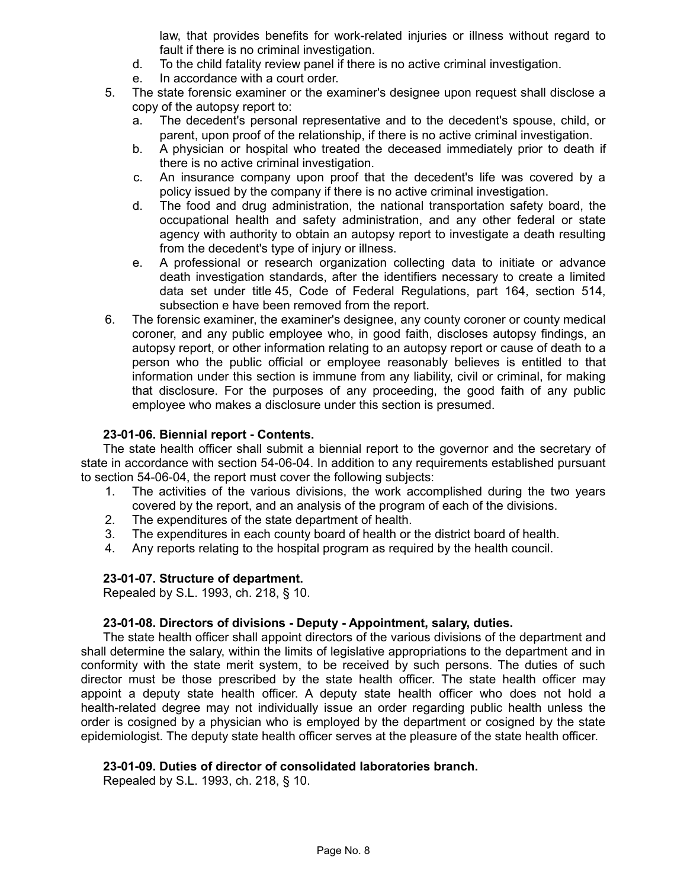law, that provides benefits for work-related injuries or illness without regard to fault if there is no criminal investigation.

d. To the child fatality review panel if there is no active criminal investigation.

e. In accordance with a court order.

5. The state forensic examiner or the examiner's designee upon request shall disclose a copy of the autopsy report to:

   a. The decedent's personal representative and to the decedent's spouse, child, or parent, upon proof of the relationship, if there is no active criminal investigation.

   b. A physician or hospital who treated the deceased immediately prior to death if there is no active criminal investigation.

   c. An insurance company upon proof that the decedent's life was covered by a policy issued by the company if there is no active criminal investigation.

   d. The food and drug administration, the national transportation safety board, the occupational health and safety administration, and any other federal or state agency with authority to obtain an autopsy report to investigate a death resulting from the decedent's type of injury or illness.

   e. A professional or research organization collecting data to initiate or advance death investigation standards, after the identifiers necessary to create a limited data set under title 45, Code of Federal Regulations, part 164, section 514, subsection e have been removed from the report.

6. The forensic examiner, the examiner's designee, any county coroner or county medical coroner, and any public employee who, in good faith, discloses autopsy findings, an autopsy report, or other information relating to an autopsy report or cause of death to a person who the public official or employee reasonably believes is entitled to that information under this section is immune from any liability, civil or criminal, for making that disclosure. For the purposes of any proceeding, the good faith of any public employee who makes a disclosure under this section is presumed.

**23-01-06. Biennial report - Contents.**

The state health officer shall submit a biennial report to the governor and the secretary of state in accordance with section 54-06-04. In addition to any requirements established pursuant to section 54-06-04, the report must cover the following subjects:

1. The activities of the various divisions, the work accomplished during the two years covered by the report, and an analysis of the program of each of the divisions.
2. The expenditures of the state department of health.
3. The expenditures in each county board of health or the district board of health.
4. Any reports relating to the hospital program as required by the health council.

**23-01-07. Structure of department.**

Repealed by S.L. 1993, ch. 218, § 10.

**23-01-08. Directors of divisions - Deputy - Appointment, salary, duties.**

The state health officer shall appoint directors of the various divisions of the department and shall determine the salary, within the limits of legislative appropriations to the department and in conformity with the state merit system, to be received by such persons. The duties of such director must be those prescribed by the state health officer. The state health officer may appoint a deputy state health officer. A deputy state health officer who does not hold a health-related degree may not individually issue an order regarding public health unless the order is cosigned by a physician who is employed by the department or cosigned by the state epidemiologist. The deputy state health officer serves at the pleasure of the state health officer.

**23-01-09. Duties of director of consolidated laboratories branch.**

Repealed by S.L. 1993, ch. 218, § 10.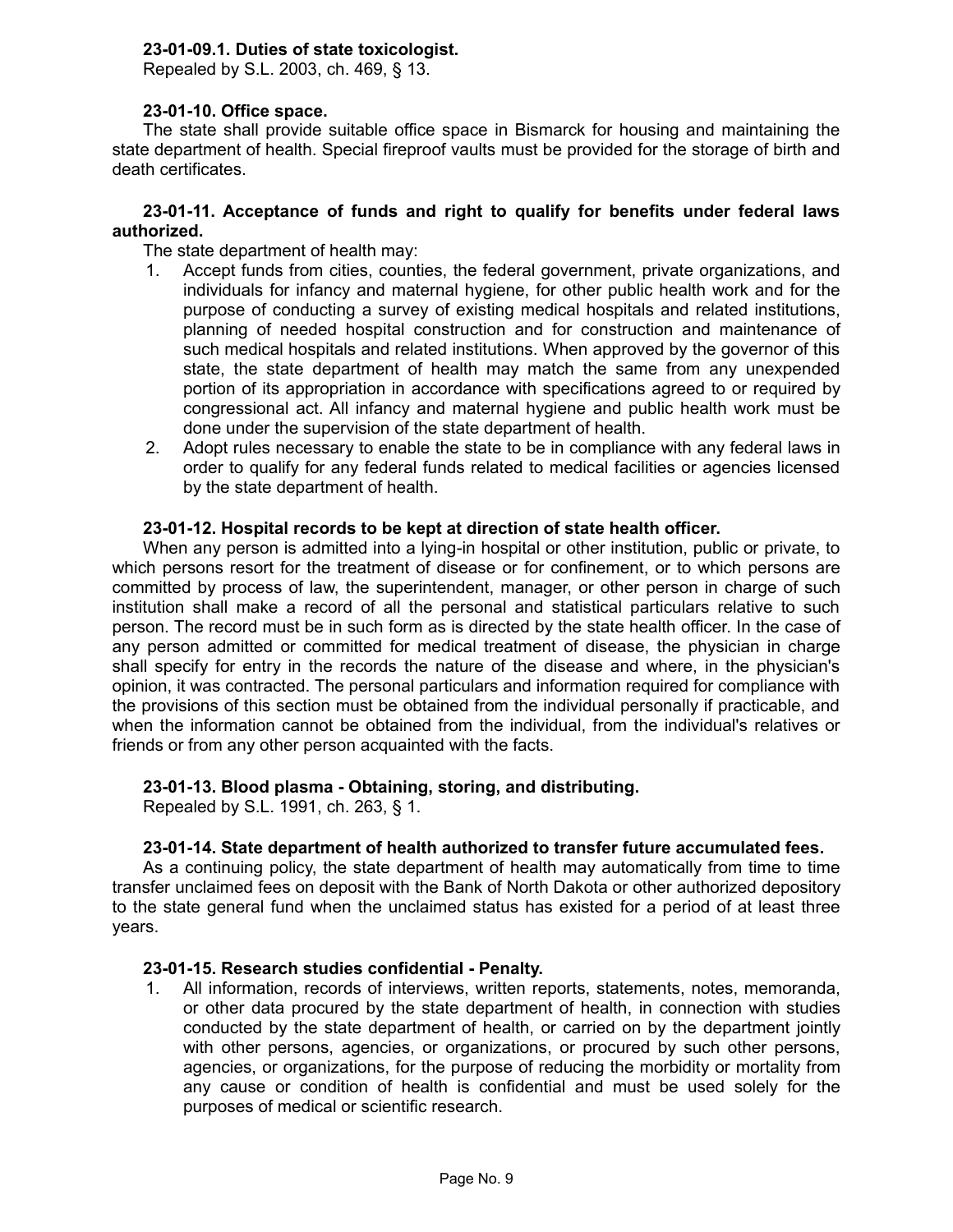**23-01-09.1. Duties of state toxicologist.**

Repealed by S.L. 2003, ch. 469, § 13.

**23-01-10. Office space.**

The state shall provide suitable office space in Bismarck for housing and maintaining the state department of health. Special fireproof vaults must be provided for the storage of birth and death certificates.

**23-01-11. Acceptance of funds and right to qualify for benefits under federal laws authorized.**

The state department of health may:

1. Accept funds from cities, counties, the federal government, private organizations, and individuals for infancy and maternal hygiene, for other public health work and for the purpose of conducting a survey of existing medical hospitals and related institutions, planning of needed hospital construction and for construction and maintenance of such medical hospitals and related institutions. When approved by the governor of this state, the state department of health may match the same from any unexpended portion of its appropriation in accordance with specifications agreed to or required by congressional act. All infancy and maternal hygiene and public health work must be done under the supervision of the state department of health.
2. Adopt rules necessary to enable the state to be in compliance with any federal laws in order to qualify for any federal funds related to medical facilities or agencies licensed by the state department of health.

**23-01-12. Hospital records to be kept at direction of state health officer.**

When any person is admitted into a lying-in hospital or other institution, public or private, to which persons resort for the treatment of disease or for confinement, or to which persons are committed by process of law, the superintendent, manager, or other person in charge of such institution shall make a record of all the personal and statistical particulars relative to such person. The record must be in such form as is directed by the state health officer. In the case of any person admitted or committed for medical treatment of disease, the physician in charge shall specify for entry in the records the nature of the disease and where, in the physician's opinion, it was contracted. The personal particulars and information required for compliance with the provisions of this section must be obtained from the individual personally if practicable, and when the information cannot be obtained from the individual, from the individual's relatives or friends or from any other person acquainted with the facts.

**23-01-13. Blood plasma - Obtaining, storing, and distributing.**

Repealed by S.L. 1991, ch. 263, § 1.

**23-01-14. State department of health authorized to transfer future accumulated fees.**

As a continuing policy, the state department of health may automatically from time to time transfer unclaimed fees on deposit with the Bank of North Dakota or other authorized depository to the state general fund when the unclaimed status has existed for a period of at least three years.

**23-01-15. Research studies confidential - Penalty.**

1. All information, records of interviews, written reports, statements, notes, memoranda, or other data procured by the state department of health, in connection with studies conducted by the state department of health, or carried on by the department jointly with other persons, agencies, or organizations, or procured by such other persons, agencies, or organizations, for the purpose of reducing the morbidity or mortality from any cause or condition of health is confidential and must be used solely for the purposes of medical or scientific research.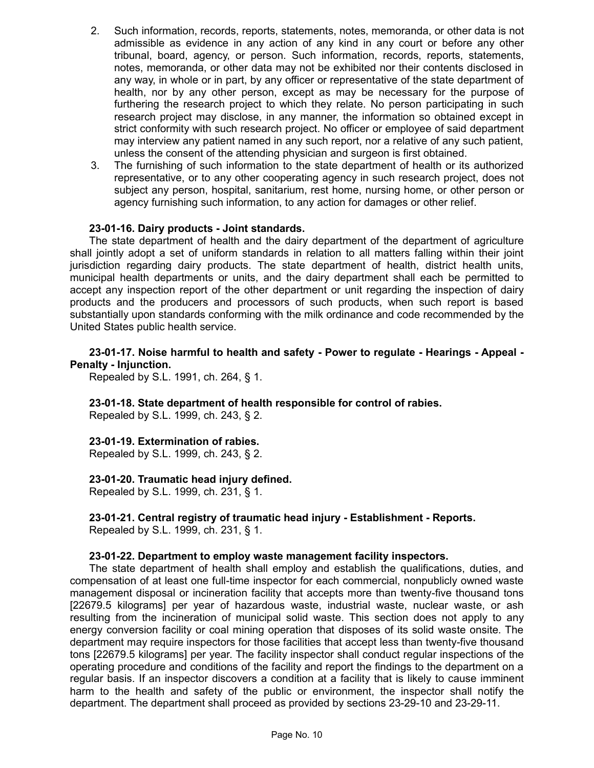2. Such information, records, reports, statements, notes, memoranda, or other data is not admissible as evidence in any action of any kind in any court or before any other tribunal, board, agency, or person. Such information, records, reports, statements, notes, memoranda, or other data may not be exhibited nor their contents disclosed in any way, in whole or in part, by any officer or representative of the state department of health, nor by any other person, except as may be necessary for the purpose of furthering the research project to which they relate. No person participating in such research project may disclose, in any manner, the information so obtained except in strict conformity with such research project. No officer or employee of said department may interview any patient named in any such report, nor a relative of any such patient, unless the consent of the attending physician and surgeon is first obtained.
3. The furnishing of such information to the state department of health or its authorized representative, or to any other cooperating agency in such research project, does not subject any person, hospital, sanitarium, rest home, nursing home, or other person or agency furnishing such information, to any action for damages or other relief.

**23-01-16. Dairy products - Joint standards.**

The state department of health and the dairy department of the department of agriculture shall jointly adopt a set of uniform standards in relation to all matters falling within their joint jurisdiction regarding dairy products. The state department of health, district health units, municipal health departments or units, and the dairy department shall each be permitted to accept any inspection report of the other department or unit regarding the inspection of dairy products and the producers and processors of such products, when such report is based substantially upon standards conforming with the milk ordinance and code recommended by the United States public health service.

**23-01-17. Noise harmful to health and safety - Power to regulate - Hearings - Appeal - Penalty - Injunction.**

Repealed by S.L. 1991, ch. 264, § 1.

**23-01-18. State department of health responsible for control of rabies.**

Repealed by S.L. 1999, ch. 243, § 2.

**23-01-19. Extermination of rabies.**

Repealed by S.L. 1999, ch. 243, § 2.

**23-01-20. Traumatic head injury defined.**

Repealed by S.L. 1999, ch. 231, § 1.

**23-01-21. Central registry of traumatic head injury - Establishment - Reports.**

Repealed by S.L. 1999, ch. 231, § 1.

**23-01-22. Department to employ waste management facility inspectors.**

The state department of health shall employ and establish the qualifications, duties, and compensation of at least one full-time inspector for each commercial, nonpublicly owned waste management disposal or incineration facility that accepts more than twenty-five thousand tons [22679.5 kilograms] per year of hazardous waste, industrial waste, nuclear waste, or ash resulting from the incineration of municipal solid waste. This section does not apply to any energy conversion facility or coal mining operation that disposes of its solid waste onsite. The department may require inspectors for those facilities that accept less than twenty-five thousand tons [22679.5 kilograms] per year. The facility inspector shall conduct regular inspections of the operating procedure and conditions of the facility and report the findings to the department on a regular basis. If an inspector discovers a condition at a facility that is likely to cause imminent harm to the health and safety of the public or environment, the inspector shall notify the department. The department shall proceed as provided by sections 23-29-10 and 23-29-11.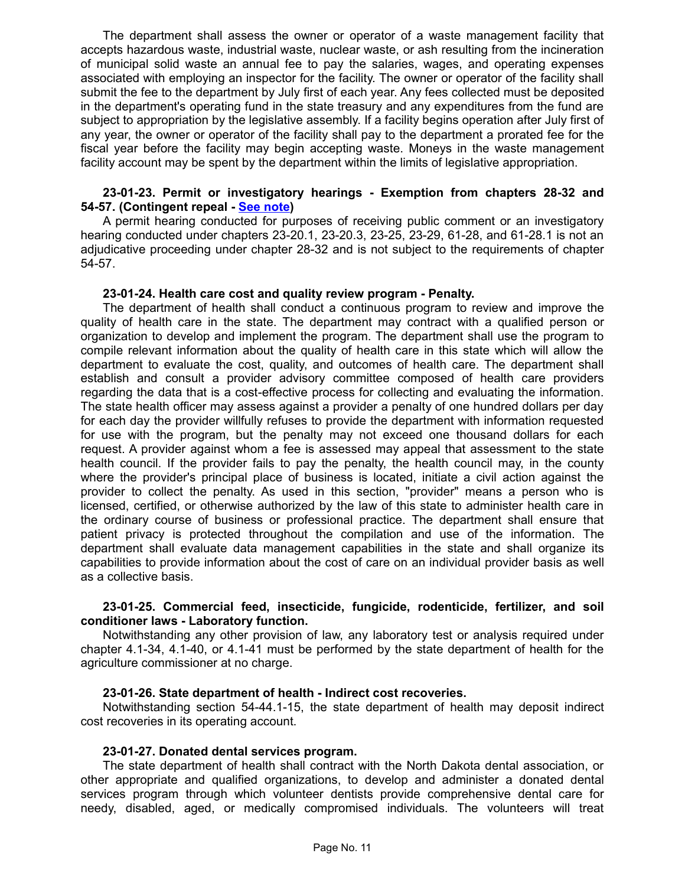The department shall assess the owner or operator of a waste management facility that accepts hazardous waste, industrial waste, nuclear waste, or ash resulting from the incineration of municipal solid waste an annual fee to pay the salaries, wages, and operating expenses associated with employing an inspector for the facility. The owner or operator of the facility shall submit the fee to the department by July first of each year. Any fees collected must be deposited in the department's operating fund in the state treasury and any expenditures from the fund are subject to appropriation by the legislative assembly. If a facility begins operation after July first of any year, the owner or operator of the facility shall pay to the department a prorated fee for the fiscal year before the facility may begin accepting waste. Moneys in the waste management facility account may be spent by the department within the limits of legislative appropriation.

**23-01-23. Permit or investigatory hearings - Exemption from chapters 28-32 and 54-57. (Contingent repeal - See note)**

A permit hearing conducted for purposes of receiving public comment or an investigatory hearing conducted under chapters 23-20.1, 23-20.3, 23-25, 23-29, 61-28, and 61-28.1 is not an adjudicative proceeding under chapter 28-32 and is not subject to the requirements of chapter 54-57.

**23-01-24. Health care cost and quality review program - Penalty.**

The department of health shall conduct a continuous program to review and improve the quality of health care in the state. The department may contract with a qualified person or organization to develop and implement the program. The department shall use the program to compile relevant information about the quality of health care in this state which will allow the department to evaluate the cost, quality, and outcomes of health care. The department shall establish and consult a provider advisory committee composed of health care providers regarding the data that is a cost-effective process for collecting and evaluating the information. The state health officer may assess against a provider a penalty of one hundred dollars per day for each day the provider willfully refuses to provide the department with information requested for use with the program, but the penalty may not exceed one thousand dollars for each request. A provider against whom a fee is assessed may appeal that assessment to the state health council. If the provider fails to pay the penalty, the health council may, in the county where the provider's principal place of business is located, initiate a civil action against the provider to collect the penalty. As used in this section, "provider" means a person who is licensed, certified, or otherwise authorized by the law of this state to administer health care in the ordinary course of business or professional practice. The department shall ensure that patient privacy is protected throughout the compilation and use of the information. The department shall evaluate data management capabilities in the state and shall organize its capabilities to provide information about the cost of care on an individual provider basis as well as a collective basis.

**23-01-25. Commercial feed, insecticide, fungicide, rodenticide, fertilizer, and soil conditioner laws - Laboratory function.**

Notwithstanding any other provision of law, any laboratory test or analysis required under chapter 4.1-34, 4.1-40, or 4.1-41 must be performed by the state department of health for the agriculture commissioner at no charge.

**23-01-26. State department of health - Indirect cost recoveries.**

Notwithstanding section 54-44.1-15, the state department of health may deposit indirect cost recoveries in its operating account.

**23-01-27. Donated dental services program.**

The state department of health shall contract with the North Dakota dental association, or other appropriate and qualified organizations, to develop and administer a donated dental services program through which volunteer dentists provide comprehensive dental care for needy, disabled, aged, or medically compromised individuals. The volunteers will treat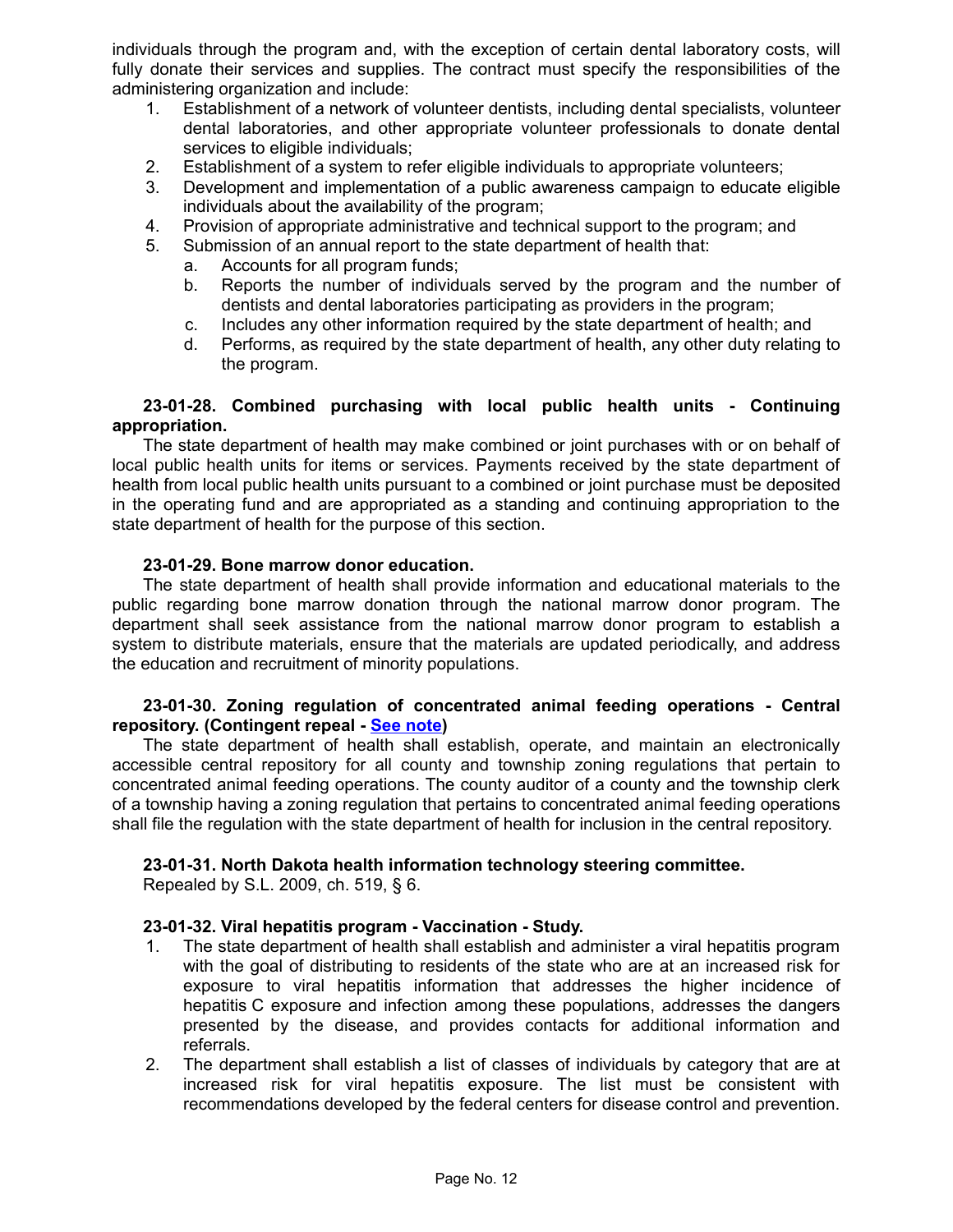individuals through the program and, with the exception of certain dental laboratory costs, will fully donate their services and supplies. The contract must specify the responsibilities of the administering organization and include:

1. Establishment of a network of volunteer dentists, including dental specialists, volunteer dental laboratories, and other appropriate volunteer professionals to donate dental services to eligible individuals;
2. Establishment of a system to refer eligible individuals to appropriate volunteers;
3. Development and implementation of a public awareness campaign to educate eligible individuals about the availability of the program;
4. Provision of appropriate administrative and technical support to the program; and
5. Submission of an annual report to the state department of health that:
   a. Accounts for all program funds;
   b. Reports the number of individuals served by the program and the number of dentists and dental laboratories participating as providers in the program;
   c. Includes any other information required by the state department of health; and
   d. Performs, as required by the state department of health, any other duty relating to the program.

**23-01-28. Combined purchasing with local public health units - Continuing appropriation.**

The state department of health may make combined or joint purchases with or on behalf of local public health units for items or services. Payments received by the state department of health from local public health units pursuant to a combined or joint purchase must be deposited in the operating fund and are appropriated as a standing and continuing appropriation to the state department of health for the purpose of this section.

**23-01-29. Bone marrow donor education.**

The state department of health shall provide information and educational materials to the public regarding bone marrow donation through the national marrow donor program. The department shall seek assistance from the national marrow donor program to establish a system to distribute materials, ensure that the materials are updated periodically, and address the education and recruitment of minority populations.

**23-01-30. Zoning regulation of concentrated animal feeding operations - Central repository. (Contingent repeal - See note)**

The state department of health shall establish, operate, and maintain an electronically accessible central repository for all county and township zoning regulations that pertain to concentrated animal feeding operations. The county auditor of a county and the township clerk of a township having a zoning regulation that pertains to concentrated animal feeding operations shall file the regulation with the state department of health for inclusion in the central repository.

**23-01-31. North Dakota health information technology steering committee.**

Repealed by S.L. 2009, ch. 519, § 6.

**23-01-32. Viral hepatitis program - Vaccination - Study.**

1. The state department of health shall establish and administer a viral hepatitis program with the goal of distributing to residents of the state who are at an increased risk for exposure to viral hepatitis information that addresses the higher incidence of hepatitis C exposure and infection among these populations, addresses the dangers presented by the disease, and provides contacts for additional information and referrals.
2. The department shall establish a list of classes of individuals by category that are at increased risk for viral hepatitis exposure. The list must be consistent with recommendations developed by the federal centers for disease control and prevention.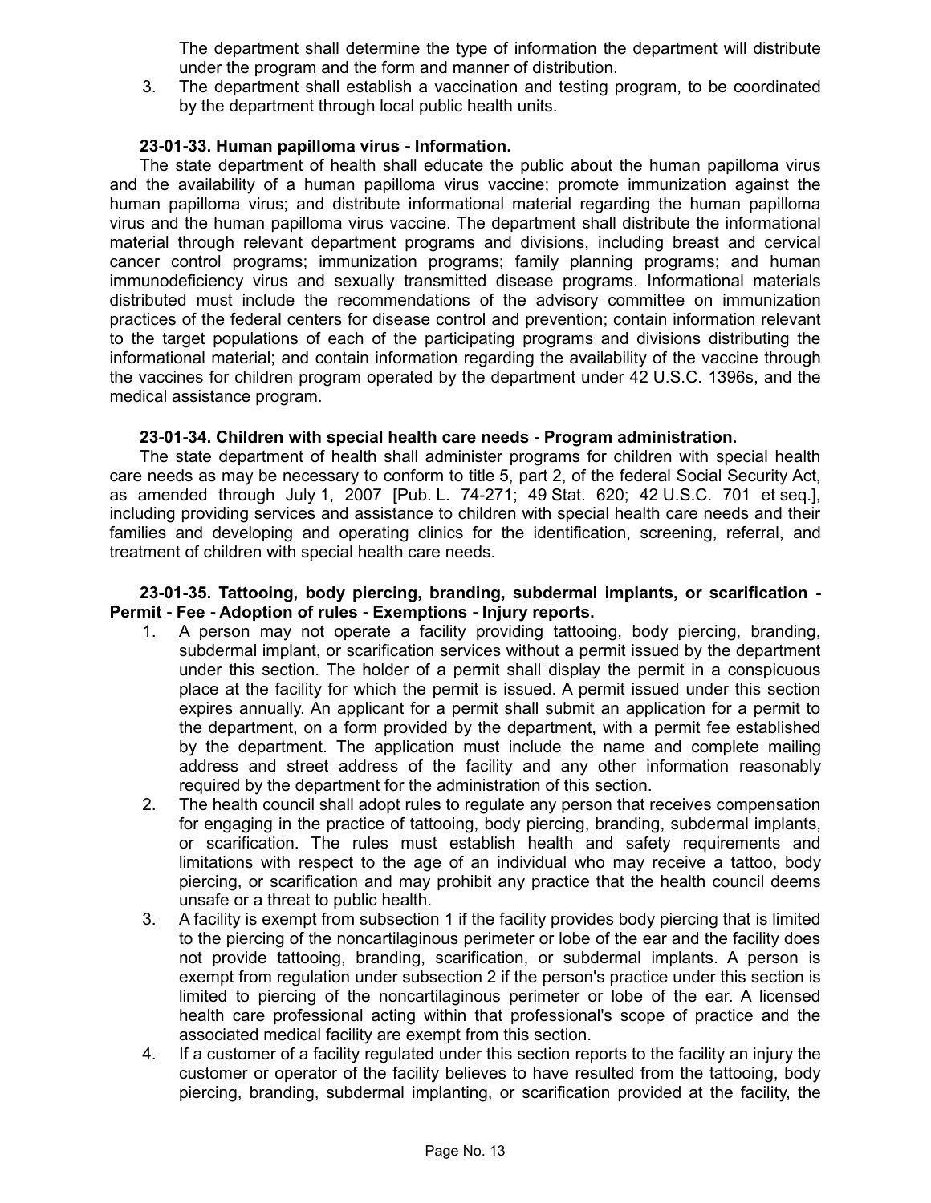The department shall determine the type of information the department will distribute under the program and the form and manner of distribution.

3. The department shall establish a vaccination and testing program, to be coordinated by the department through local public health units.

**23-01-33. Human papilloma virus - Information.**

The state department of health shall educate the public about the human papilloma virus and the availability of a human papilloma virus vaccine; promote immunization against the human papilloma virus; and distribute informational material regarding the human papilloma virus and the human papilloma virus vaccine. The department shall distribute the informational material through relevant department programs and divisions, including breast and cervical cancer control programs; immunization programs; family planning programs; and human immunodeficiency virus and sexually transmitted disease programs. Informational materials distributed must include the recommendations of the advisory committee on immunization practices of the federal centers for disease control and prevention; contain information relevant to the target populations of each of the participating programs and divisions distributing the informational material; and contain information regarding the availability of the vaccine through the vaccines for children program operated by the department under 42 U.S.C. 1396s, and the medical assistance program.

**23-01-34. Children with special health care needs - Program administration.**

The state department of health shall administer programs for children with special health care needs as may be necessary to conform to title 5, part 2, of the federal Social Security Act, as amended through July 1, 2007 [Pub. L. 74-271; 49 Stat. 620; 42 U.S.C. 701 et seq.], including providing services and assistance to children with special health care needs and their families and developing and operating clinics for the identification, screening, referral, and treatment of children with special health care needs.

**23-01-35. Tattooing, body piercing, branding, subdermal implants, or scarification - Permit - Fee - Adoption of rules - Exemptions - Injury reports.**

1. A person may not operate a facility providing tattooing, body piercing, branding, subdermal implant, or scarification services without a permit issued by the department under this section. The holder of a permit shall display the permit in a conspicuous place at the facility for which the permit is issued. A permit issued under this section expires annually. An applicant for a permit shall submit an application for a permit to the department, on a form provided by the department, with a permit fee established by the department. The application must include the name and complete mailing address and street address of the facility and any other information reasonably required by the department for the administration of this section.
2. The health council shall adopt rules to regulate any person that receives compensation for engaging in the practice of tattooing, body piercing, branding, subdermal implants, or scarification. The rules must establish health and safety requirements and limitations with respect to the age of an individual who may receive a tattoo, body piercing, or scarification and may prohibit any practice that the health council deems unsafe or a threat to public health.
3. A facility is exempt from subsection 1 if the facility provides body piercing that is limited to the piercing of the noncartilaginous perimeter or lobe of the ear and the facility does not provide tattooing, branding, scarification, or subdermal implants. A person is exempt from regulation under subsection 2 if the person's practice under this section is limited to piercing of the noncartilaginous perimeter or lobe of the ear. A licensed health care professional acting within that professional's scope of practice and the associated medical facility are exempt from this section.
4. If a customer of a facility regulated under this section reports to the facility an injury the customer or operator of the facility believes to have resulted from the tattooing, body piercing, branding, subdermal implanting, or scarification provided at the facility, the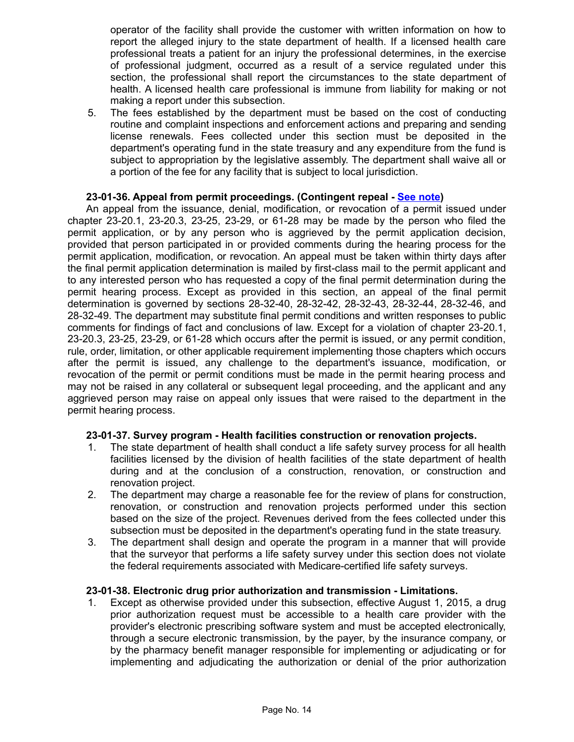operator of the facility shall provide the customer with written information on how to report the alleged injury to the state department of health. If a licensed health care professional treats a patient for an injury the professional determines, in the exercise of professional judgment, occurred as a result of a service regulated under this section, the professional shall report the circumstances to the state department of health. A licensed health care professional is immune from liability for making or not making a report under this subsection.

5. The fees established by the department must be based on the cost of conducting routine and complaint inspections and enforcement actions and preparing and sending license renewals. Fees collected under this section must be deposited in the department's operating fund in the state treasury and any expenditure from the fund is subject to appropriation by the legislative assembly. The department shall waive all or a portion of the fee for any facility that is subject to local jurisdiction.

**23-01-36. Appeal from permit proceedings. (Contingent repeal - See note)**

An appeal from the issuance, denial, modification, or revocation of a permit issued under chapter 23-20.1, 23-20.3, 23-25, 23-29, or 61-28 may be made by the person who filed the permit application, or by any person who is aggrieved by the permit application decision, provided that person participated in or provided comments during the hearing process for the permit application, modification, or revocation. An appeal must be taken within thirty days after the final permit application determination is mailed by first-class mail to the permit applicant and to any interested person who has requested a copy of the final permit determination during the permit hearing process. Except as provided in this section, an appeal of the final permit determination is governed by sections 28-32-40, 28-32-42, 28-32-43, 28-32-44, 28-32-46, and 28-32-49. The department may substitute final permit conditions and written responses to public comments for findings of fact and conclusions of law. Except for a violation of chapter 23-20.1, 23-20.3, 23-25, 23-29, or 61-28 which occurs after the permit is issued, or any permit condition, rule, order, limitation, or other applicable requirement implementing those chapters which occurs after the permit is issued, any challenge to the department's issuance, modification, or revocation of the permit or permit conditions must be made in the permit hearing process and may not be raised in any collateral or subsequent legal proceeding, and the applicant and any aggrieved person may raise on appeal only issues that were raised to the department in the permit hearing process.

**23-01-37. Survey program - Health facilities construction or renovation projects.**

1. The state department of health shall conduct a life safety survey process for all health facilities licensed by the division of health facilities of the state department of health during and at the conclusion of a construction, renovation, or construction and renovation project.
2. The department may charge a reasonable fee for the review of plans for construction, renovation, or construction and renovation projects performed under this section based on the size of the project. Revenues derived from the fees collected under this subsection must be deposited in the department's operating fund in the state treasury.
3. The department shall design and operate the program in a manner that will provide that the surveyor that performs a life safety survey under this section does not violate the federal requirements associated with Medicare-certified life safety surveys.

**23-01-38. Electronic drug prior authorization and transmission - Limitations.**

1. Except as otherwise provided under this subsection, effective August 1, 2015, a drug prior authorization request must be accessible to a health care provider with the provider's electronic prescribing software system and must be accepted electronically, through a secure electronic transmission, by the payer, by the insurance company, or by the pharmacy benefit manager responsible for implementing or adjudicating or for implementing and adjudicating the authorization or denial of the prior authorization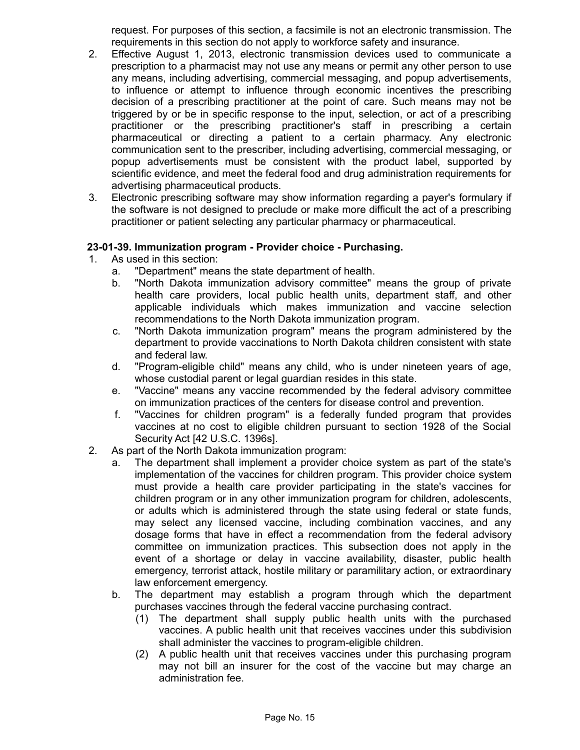request. For purposes of this section, a facsimile is not an electronic transmission. The requirements in this section do not apply to workforce safety and insurance.

2. Effective August 1, 2013, electronic transmission devices used to communicate a prescription to a pharmacist may not use any means or permit any other person to use any means, including advertising, commercial messaging, and popup advertisements, to influence or attempt to influence through economic incentives the prescribing decision of a prescribing practitioner at the point of care. Such means may not be triggered by or be in specific response to the input, selection, or act of a prescribing practitioner or the prescribing practitioner's staff in prescribing a certain pharmaceutical or directing a patient to a certain pharmacy. Any electronic communication sent to the prescriber, including advertising, commercial messaging, or popup advertisements must be consistent with the product label, supported by scientific evidence, and meet the federal food and drug administration requirements for advertising pharmaceutical products.
3. Electronic prescribing software may show information regarding a payer's formulary if the software is not designed to preclude or make more difficult the act of a prescribing practitioner or patient selecting any particular pharmacy or pharmaceutical.

**23-01-39. Immunization program - Provider choice - Purchasing.**

1. As used in this section:
   a. "Department" means the state department of health.
   b. "North Dakota immunization advisory committee" means the group of private health care providers, local public health units, department staff, and other applicable individuals which makes immunization and vaccine selection recommendations to the North Dakota immunization program.
   c. "North Dakota immunization program" means the program administered by the department to provide vaccinations to North Dakota children consistent with state and federal law.
   d. "Program-eligible child" means any child, who is under nineteen years of age, whose custodial parent or legal guardian resides in this state.
   e. "Vaccine" means any vaccine recommended by the federal advisory committee on immunization practices of the centers for disease control and prevention.
   f. "Vaccines for children program" is a federally funded program that provides vaccines at no cost to eligible children pursuant to section 1928 of the Social Security Act [42 U.S.C. 1396s].
2. As part of the North Dakota immunization program:
   a. The department shall implement a provider choice system as part of the state's implementation of the vaccines for children program. This provider choice system must provide a health care provider participating in the state's vaccines for children program or in any other immunization program for children, adolescents, or adults which is administered through the state using federal or state funds, may select any licensed vaccine, including combination vaccines, and any dosage forms that have in effect a recommendation from the federal advisory committee on immunization practices. This subsection does not apply in the event of a shortage or delay in vaccine availability, disaster, public health emergency, terrorist attack, hostile military or paramilitary action, or extraordinary law enforcement emergency.
   b. The department may establish a program through which the department purchases vaccines through the federal vaccine purchasing contract.
      (1) The department shall supply public health units with the purchased vaccines. A public health unit that receives vaccines under this subdivision shall administer the vaccines to program-eligible children.
      (2) A public health unit that receives vaccines under this purchasing program may not bill an insurer for the cost of the vaccine but may charge an administration fee.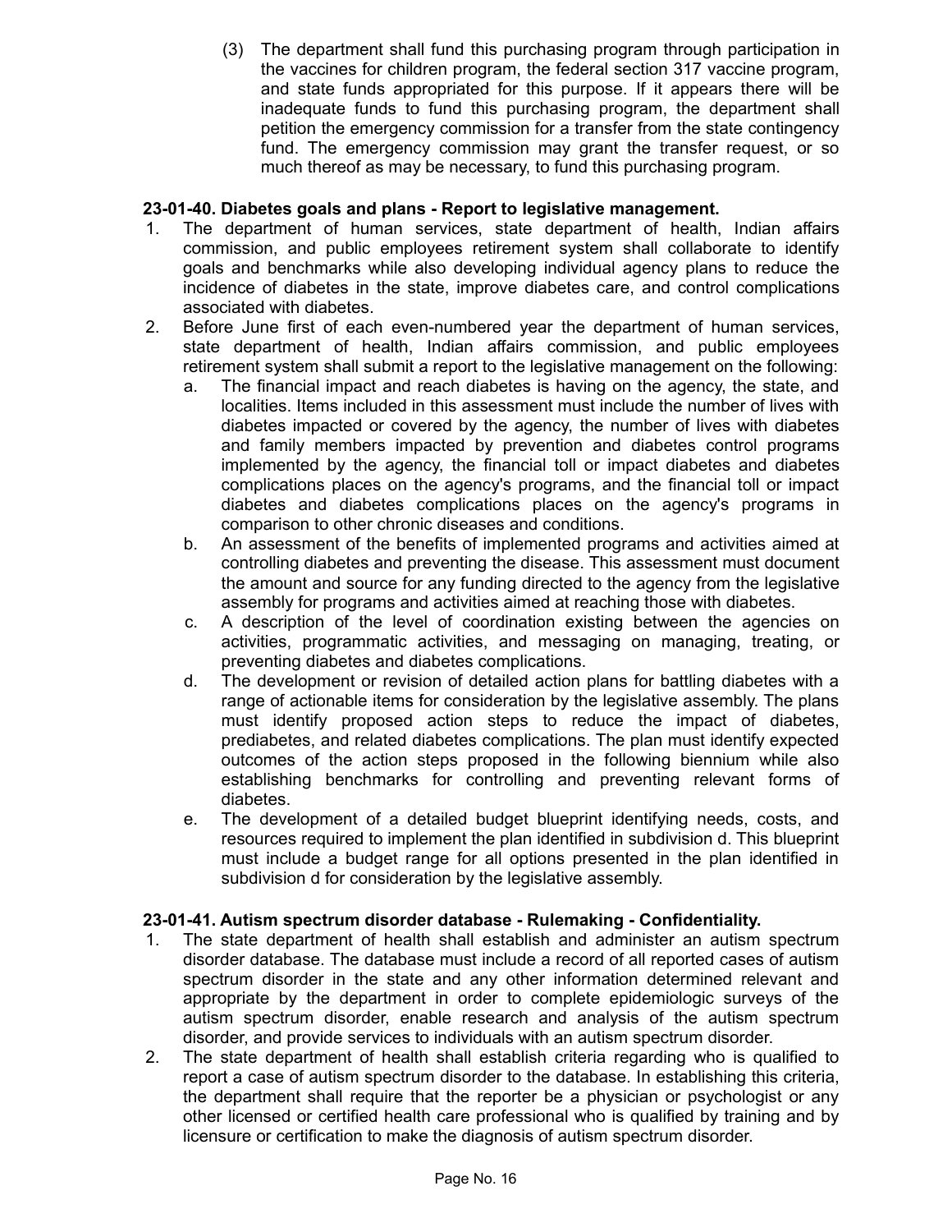(3) The department shall fund this purchasing program through participation in the vaccines for children program, the federal section 317 vaccine program, and state funds appropriated for this purpose. If it appears there will be inadequate funds to fund this purchasing program, the department shall petition the emergency commission for a transfer from the state contingency fund. The emergency commission may grant the transfer request, or so much thereof as may be necessary, to fund this purchasing program.

**23-01-40. Diabetes goals and plans - Report to legislative management.**

1. The department of human services, state department of health, Indian affairs commission, and public employees retirement system shall collaborate to identify goals and benchmarks while also developing individual agency plans to reduce the incidence of diabetes in the state, improve diabetes care, and control complications associated with diabetes.
2. Before June first of each even-numbered year the department of human services, state department of health, Indian affairs commission, and public employees retirement system shall submit a report to the legislative management on the following:
   a. The financial impact and reach diabetes is having on the agency, the state, and localities. Items included in this assessment must include the number of lives with diabetes impacted or covered by the agency, the number of lives with diabetes and family members impacted by prevention and diabetes control programs implemented by the agency, the financial toll or impact diabetes and diabetes complications places on the agency's programs, and the financial toll or impact diabetes and diabetes complications places on the agency's programs in comparison to other chronic diseases and conditions.
   b. An assessment of the benefits of implemented programs and activities aimed at controlling diabetes and preventing the disease. This assessment must document the amount and source for any funding directed to the agency from the legislative assembly for programs and activities aimed at reaching those with diabetes.
   c. A description of the level of coordination existing between the agencies on activities, programmatic activities, and messaging on managing, treating, or preventing diabetes and diabetes complications.
   d. The development or revision of detailed action plans for battling diabetes with a range of actionable items for consideration by the legislative assembly. The plans must identify proposed action steps to reduce the impact of diabetes, prediabetes, and related diabetes complications. The plan must identify expected outcomes of the action steps proposed in the following biennium while also establishing benchmarks for controlling and preventing relevant forms of diabetes.
   e. The development of a detailed budget blueprint identifying needs, costs, and resources required to implement the plan identified in subdivision d. This blueprint must include a budget range for all options presented in the plan identified in subdivision d for consideration by the legislative assembly.

**23-01-41. Autism spectrum disorder database - Rulemaking - Confidentiality.**

1. The state department of health shall establish and administer an autism spectrum disorder database. The database must include a record of all reported cases of autism spectrum disorder in the state and any other information determined relevant and appropriate by the department in order to complete epidemiologic surveys of the autism spectrum disorder, enable research and analysis of the autism spectrum disorder, and provide services to individuals with an autism spectrum disorder.
2. The state department of health shall establish criteria regarding who is qualified to report a case of autism spectrum disorder to the database. In establishing this criteria, the department shall require that the reporter be a physician or psychologist or any other licensed or certified health care professional who is qualified by training and by licensure or certification to make the diagnosis of autism spectrum disorder.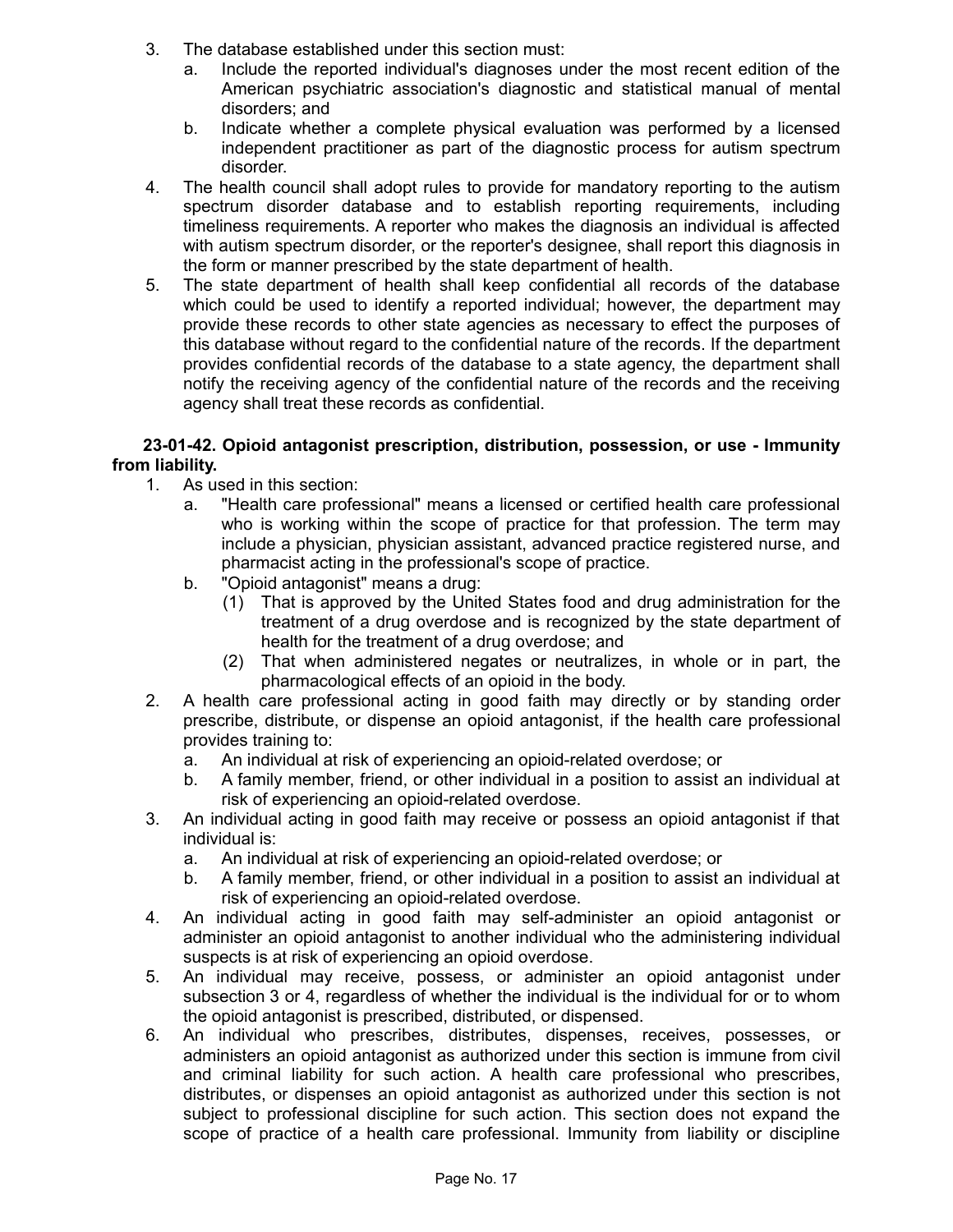3. The database established under this section must:
   a. Include the reported individual's diagnoses under the most recent edition of the American psychiatric association's diagnostic and statistical manual of mental disorders; and
   b. Indicate whether a complete physical evaluation was performed by a licensed independent practitioner as part of the diagnostic process for autism spectrum disorder.
4. The health council shall adopt rules to provide for mandatory reporting to the autism spectrum disorder database and to establish reporting requirements, including timeliness requirements. A reporter who makes the diagnosis an individual is affected with autism spectrum disorder, or the reporter's designee, shall report this diagnosis in the form or manner prescribed by the state department of health.
5. The state department of health shall keep confidential all records of the database which could be used to identify a reported individual; however, the department may provide these records to other state agencies as necessary to effect the purposes of this database without regard to the confidential nature of the records. If the department provides confidential records of the database to a state agency, the department shall notify the receiving agency of the confidential nature of the records and the receiving agency shall treat these records as confidential.

**23-01-42. Opioid antagonist prescription, distribution, possession, or use - Immunity from liability.**

1. As used in this section:
   a. "Health care professional" means a licensed or certified health care professional who is working within the scope of practice for that profession. The term may include a physician, physician assistant, advanced practice registered nurse, and pharmacist acting in the professional's scope of practice.
   b. "Opioid antagonist" means a drug:
      (1) That is approved by the United States food and drug administration for the treatment of a drug overdose and is recognized by the state department of health for the treatment of a drug overdose; and
      (2) That when administered negates or neutralizes, in whole or in part, the pharmacological effects of an opioid in the body.
2. A health care professional acting in good faith may directly or by standing order prescribe, distribute, or dispense an opioid antagonist, if the health care professional provides training to:
   a. An individual at risk of experiencing an opioid-related overdose; or
   b. A family member, friend, or other individual in a position to assist an individual at risk of experiencing an opioid-related overdose.
3. An individual acting in good faith may receive or possess an opioid antagonist if that individual is:
   a. An individual at risk of experiencing an opioid-related overdose; or
   b. A family member, friend, or other individual in a position to assist an individual at risk of experiencing an opioid-related overdose.
4. An individual acting in good faith may self-administer an opioid antagonist or administer an opioid antagonist to another individual who the administering individual suspects is at risk of experiencing an opioid overdose.
5. An individual may receive, possess, or administer an opioid antagonist under subsection 3 or 4, regardless of whether the individual is the individual for or to whom the opioid antagonist is prescribed, distributed, or dispensed.
6. An individual who prescribes, distributes, dispenses, receives, possesses, or administers an opioid antagonist as authorized under this section is immune from civil and criminal liability for such action. A health care professional who prescribes, distributes, or dispenses an opioid antagonist as authorized under this section is not subject to professional discipline for such action. This section does not expand the scope of practice of a health care professional. Immunity from liability or discipline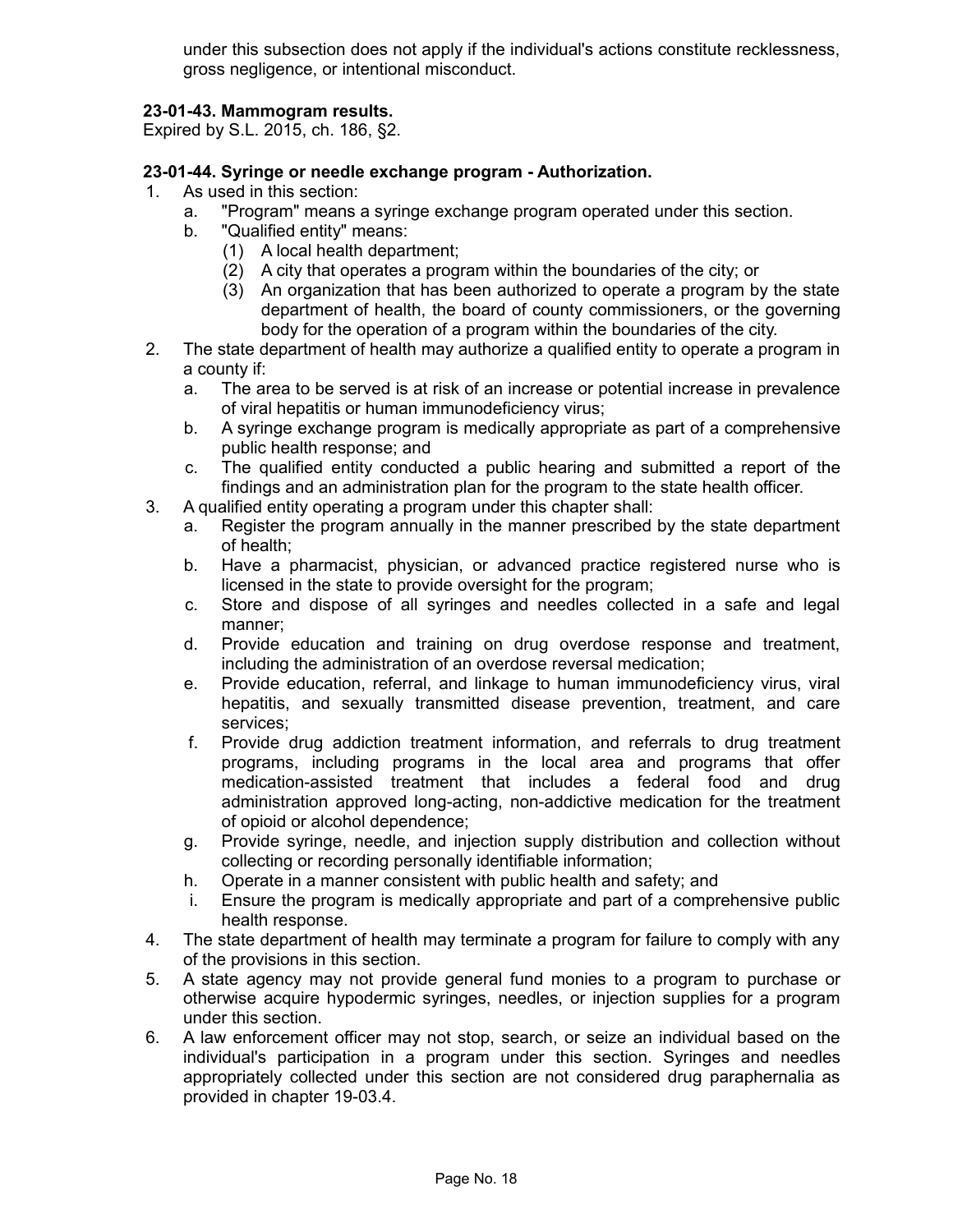under this subsection does not apply if the individual's actions constitute recklessness, gross negligence, or intentional misconduct.

**23-01-43. Mammogram results.**

Expired by S.L. 2015, ch. 186, §2.

**23-01-44. Syringe or needle exchange program - Authorization.**

1. As used in this section:
   a. "Program" means a syringe exchange program operated under this section.
   b. "Qualified entity" means:
      (1) A local health department;
      (2) A city that operates a program within the boundaries of the city; or
      (3) An organization that has been authorized to operate a program by the state department of health, the board of county commissioners, or the governing body for the operation of a program within the boundaries of the city.
2. The state department of health may authorize a qualified entity to operate a program in a county if:
   a. The area to be served is at risk of an increase or potential increase in prevalence of viral hepatitis or human immunodeficiency virus;
   b. A syringe exchange program is medically appropriate as part of a comprehensive public health response; and
   c. The qualified entity conducted a public hearing and submitted a report of the findings and an administration plan for the program to the state health officer.
3. A qualified entity operating a program under this chapter shall:
   a. Register the program annually in the manner prescribed by the state department of health;
   b. Have a pharmacist, physician, or advanced practice registered nurse who is licensed in the state to provide oversight for the program;
   c. Store and dispose of all syringes and needles collected in a safe and legal manner;
   d. Provide education and training on drug overdose response and treatment, including the administration of an overdose reversal medication;
   e. Provide education, referral, and linkage to human immunodeficiency virus, viral hepatitis, and sexually transmitted disease prevention, treatment, and care services;
   f. Provide drug addiction treatment information, and referrals to drug treatment programs, including programs in the local area and programs that offer medication-assisted treatment that includes a federal food and drug administration approved long-acting, non-addictive medication for the treatment of opioid or alcohol dependence;
   g. Provide syringe, needle, and injection supply distribution and collection without collecting or recording personally identifiable information;
   h. Operate in a manner consistent with public health and safety; and
   i. Ensure the program is medically appropriate and part of a comprehensive public health response.
4. The state department of health may terminate a program for failure to comply with any of the provisions in this section.
5. A state agency may not provide general fund monies to a program to purchase or otherwise acquire hypodermic syringes, needles, or injection supplies for a program under this section.
6. A law enforcement officer may not stop, search, or seize an individual based on the individual's participation in a program under this section. Syringes and needles appropriately collected under this section are not considered drug paraphernalia as provided in chapter 19-03.4.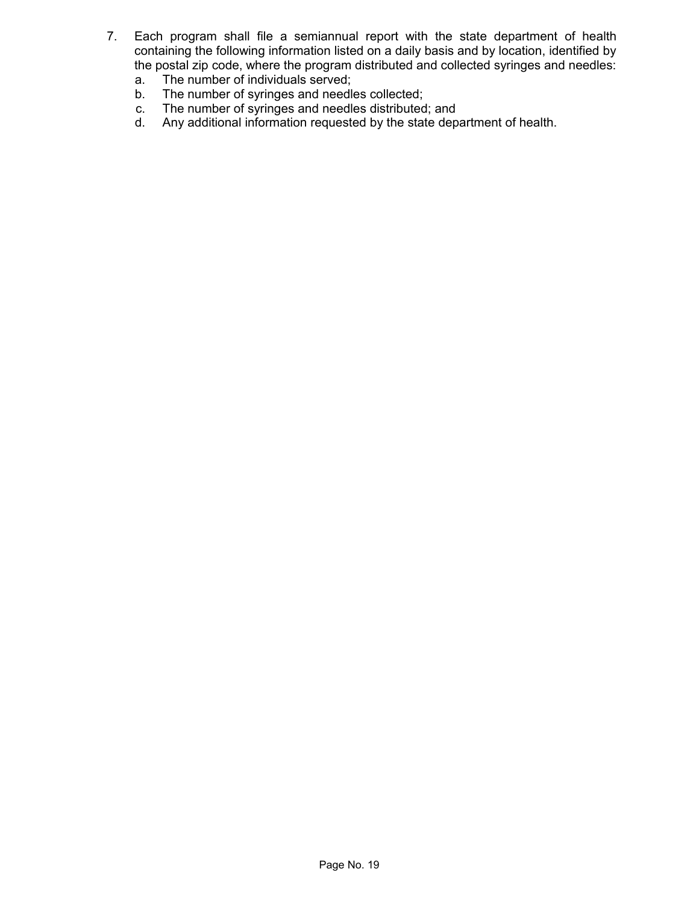7. Each program shall file a semiannual report with the state department of health containing the following information listed on a daily basis and by location, identified by the postal zip code, where the program distributed and collected syringes and needles:
   a. The number of individuals served;
   b. The number of syringes and needles collected;
   c. The number of syringes and needles distributed; and
   d. Any additional information requested by the state department of health.